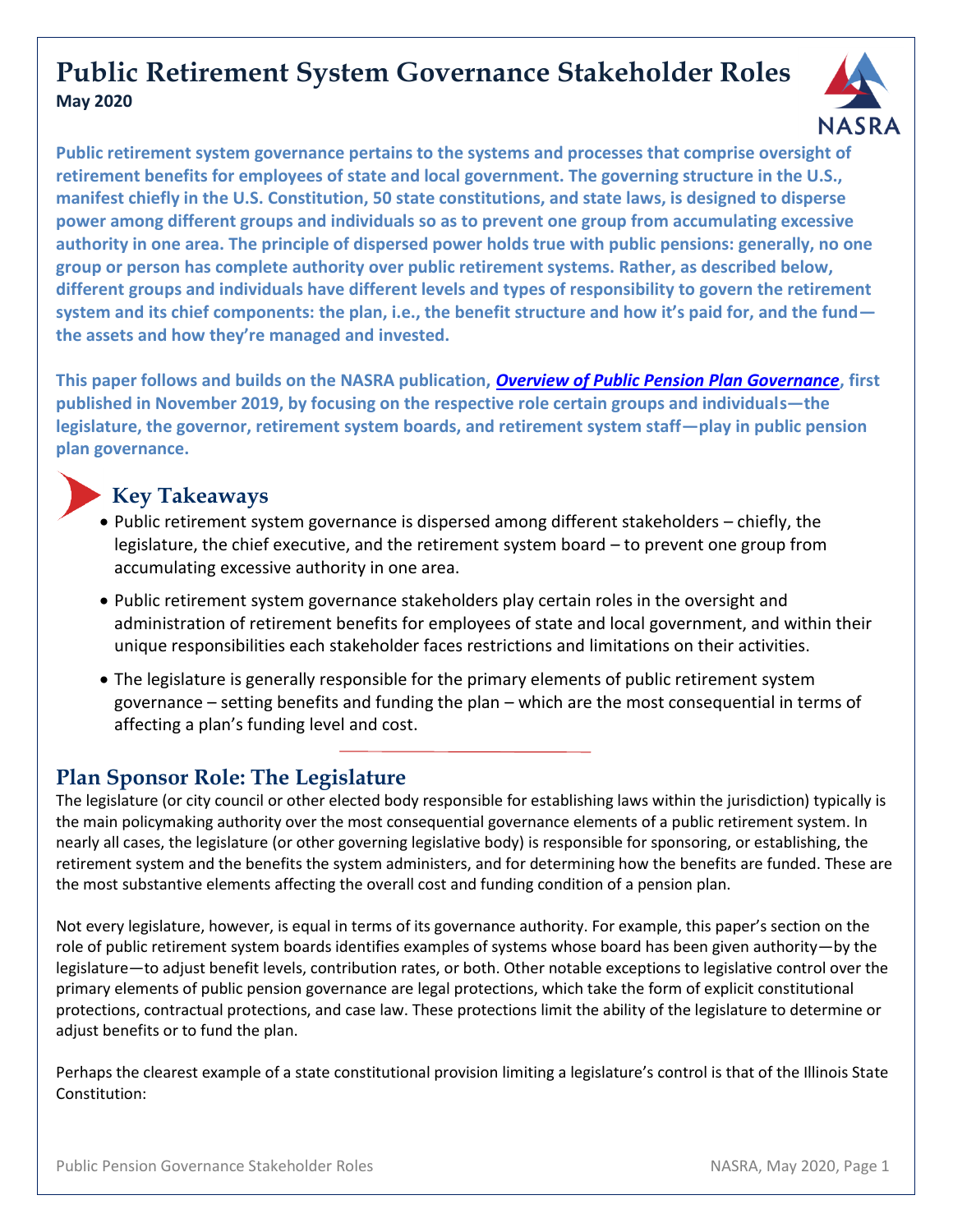# Public Retirement System Governance Stakeholder Roles

**May 2020**

**Public retirement system governance pertains to the systems and processes that comprise oversight of retirement benefits for employees of state and local government. The governing structure in the U.S., manifest chiefly in the U.S. Constitution, 50 state constitutions, and state laws, is designed to disperse power among different groups and individuals so as to prevent one group from accumulating excessive authority in one area. The principle of dispersed power holds true with public pensions: generally, no one group or person has complete authority over public retirement systems. Rather, as described below, different groups and individuals have different levels and types of responsibility to govern the retirement system and its chief components: the plan, i.e., the benefit structure and how it's paid for, and the fund—the assets and how they're managed and invested.**

**This paper follows and builds on the NASRA publication, *Overview of Public Pension Plan Governance*, first published in November 2019, by focusing on the respective role certain groups and individuals—the legislature, the governor, retirement system boards, and retirement system staff—play in public pension plan governance.**

## Key Takeaways

- Public retirement system governance is dispersed among different stakeholders – chiefly, the legislature, the chief executive, and the retirement system board – to prevent one group from accumulating excessive authority in one area.
- Public retirement system governance stakeholders play certain roles in the oversight and administration of retirement benefits for employees of state and local government, and within their unique responsibilities each stakeholder faces restrictions and limitations on their activities.
- The legislature is generally responsible for the primary elements of public retirement system governance – setting benefits and funding the plan – which are the most consequential in terms of affecting a plan's funding level and cost.

## Plan Sponsor Role: The Legislature

The legislature (or city council or other elected body responsible for establishing laws within the jurisdiction) typically is the main policymaking authority over the most consequential governance elements of a public retirement system. In nearly all cases, the legislature (or other governing legislative body) is responsible for sponsoring, or establishing, the retirement system and the benefits the system administers, and for determining how the benefits are funded. These are the most substantive elements affecting the overall cost and funding condition of a pension plan.

Not every legislature, however, is equal in terms of its governance authority. For example, this paper's section on the role of public retirement system boards identifies examples of systems whose board has been given authority—by the legislature—to adjust benefit levels, contribution rates, or both. Other notable exceptions to legislative control over the primary elements of public pension governance are legal protections, which take the form of explicit constitutional protections, contractual protections, and case law. These protections limit the ability of the legislature to determine or adjust benefits or to fund the plan.

Perhaps the clearest example of a state constitutional provision limiting a legislature's control is that of the Illinois State Constitution: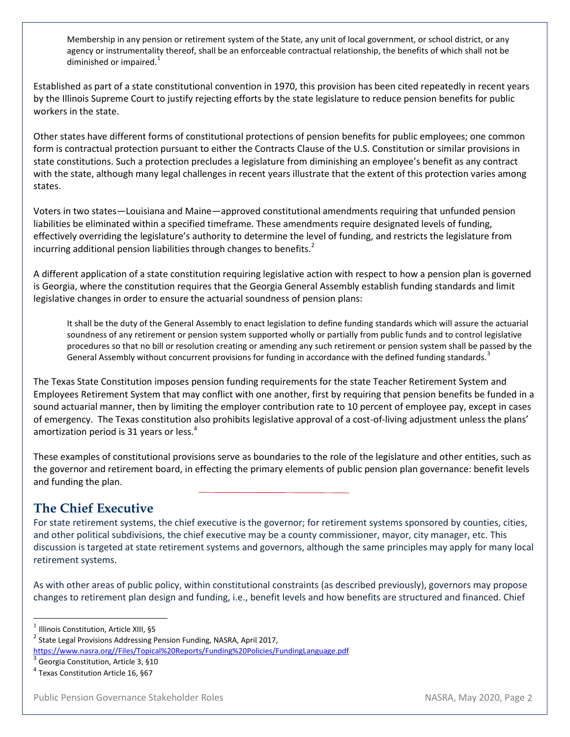> Membership in any pension or retirement system of the State, any unit of local government, or school district, or any agency or instrumentality thereof, shall be an enforceable contractual relationship, the benefits of which shall not be diminished or impaired.[1]

Established as part of a state constitutional convention in 1970, this provision has been cited repeatedly in recent years by the Illinois Supreme Court to justify rejecting efforts by the state legislature to reduce pension benefits for public workers in the state.

Other states have different forms of constitutional protections of pension benefits for public employees; one common form is contractual protection pursuant to either the Contracts Clause of the U.S. Constitution or similar provisions in state constitutions. Such a protection precludes a legislature from diminishing an employee's benefit as any contract with the state, although many legal challenges in recent years illustrate that the extent of this protection varies among states.

Voters in two states—Louisiana and Maine—approved constitutional amendments requiring that unfunded pension liabilities be eliminated within a specified timeframe. These amendments require designated levels of funding, effectively overriding the legislature's authority to determine the level of funding, and restricts the legislature from incurring additional pension liabilities through changes to benefits.[2]

A different application of a state constitution requiring legislative action with respect to how a pension plan is governed is Georgia, where the constitution requires that the Georgia General Assembly establish funding standards and limit legislative changes in order to ensure the actuarial soundness of pension plans:

> It shall be the duty of the General Assembly to enact legislation to define funding standards which will assure the actuarial soundness of any retirement or pension system supported wholly or partially from public funds and to control legislative procedures so that no bill or resolution creating or amending any such retirement or pension system shall be passed by the General Assembly without concurrent provisions for funding in accordance with the defined funding standards.[3]

The Texas State Constitution imposes pension funding requirements for the state Teacher Retirement System and Employees Retirement System that may conflict with one another, first by requiring that pension benefits be funded in a sound actuarial manner, then by limiting the employer contribution rate to 10 percent of employee pay, except in cases of emergency. The Texas constitution also prohibits legislative approval of a cost-of-living adjustment unless the plans' amortization period is 31 years or less.[4]

These examples of constitutional provisions serve as boundaries to the role of the legislature and other entities, such as the governor and retirement board, in effecting the primary elements of public pension plan governance: benefit levels and funding the plan.

## The Chief Executive

For state retirement systems, the chief executive is the governor; for retirement systems sponsored by counties, cities, and other political subdivisions, the chief executive may be a county commissioner, mayor, city manager, etc. This discussion is targeted at state retirement systems and governors, although the same principles may apply for many local retirement systems.

As with other areas of public policy, within constitutional constraints (as described previously), governors may propose changes to retirement plan design and funding, i.e., benefit levels and how benefits are structured and financed. Chief

---

[1] Illinois Constitution, Article XIII, §5

[2] State Legal Provisions Addressing Pension Funding, NASRA, April 2017, https://www.nasra.org//Files/Topical%20Reports/Funding%20Policies/FundingLanguage.pdf

[3] Georgia Constitution, Article 3, §10

[4] Texas Constitution Article 16, §67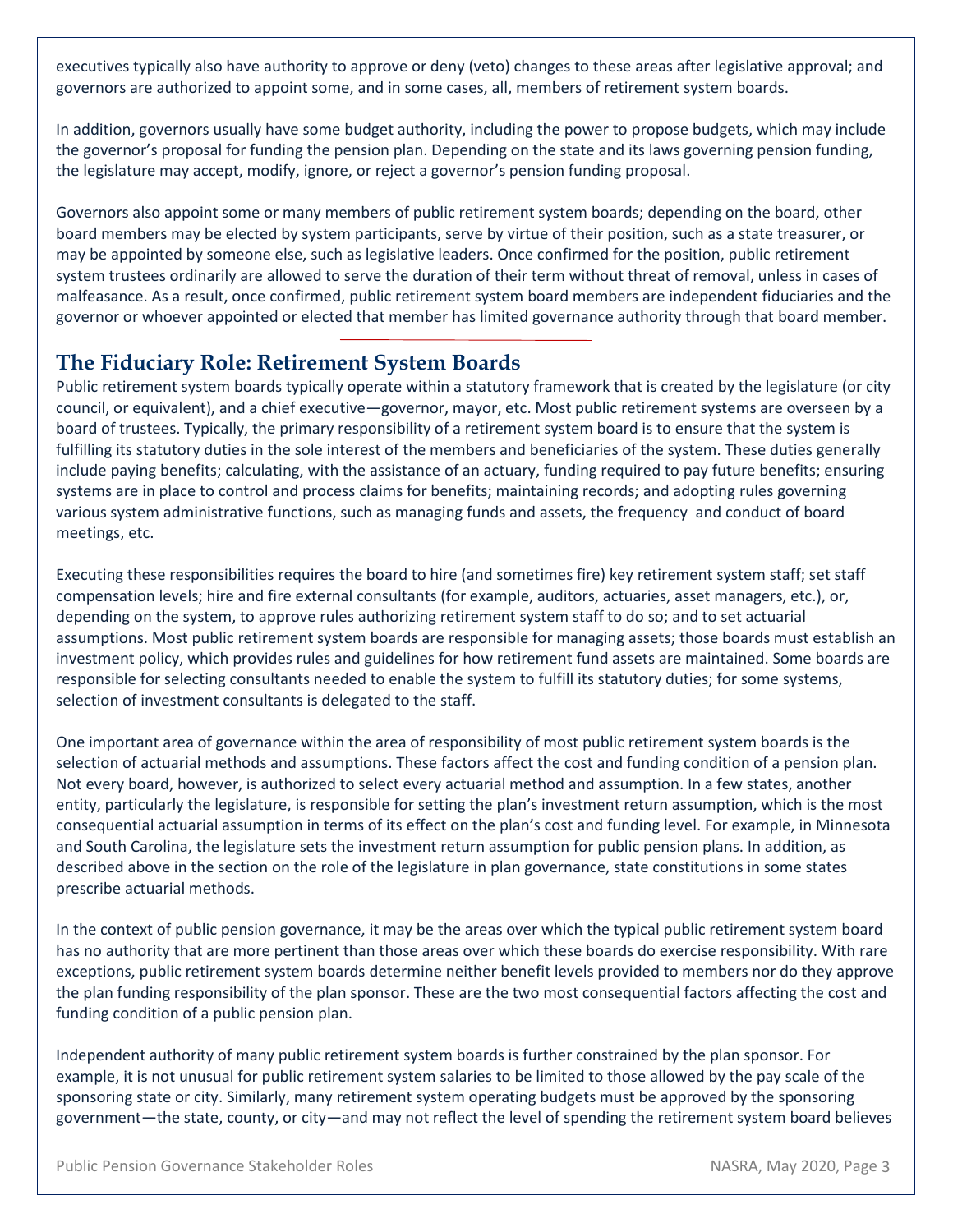executives typically also have authority to approve or deny (veto) changes to these areas after legislative approval; and governors are authorized to appoint some, and in some cases, all, members of retirement system boards.

In addition, governors usually have some budget authority, including the power to propose budgets, which may include the governor's proposal for funding the pension plan. Depending on the state and its laws governing pension funding, the legislature may accept, modify, ignore, or reject a governor's pension funding proposal.

Governors also appoint some or many members of public retirement system boards; depending on the board, other board members may be elected by system participants, serve by virtue of their position, such as a state treasurer, or may be appointed by someone else, such as legislative leaders. Once confirmed for the position, public retirement system trustees ordinarily are allowed to serve the duration of their term without threat of removal, unless in cases of malfeasance. As a result, once confirmed, public retirement system board members are independent fiduciaries and the governor or whoever appointed or elected that member has limited governance authority through that board member.

## The Fiduciary Role: Retirement System Boards

Public retirement system boards typically operate within a statutory framework that is created by the legislature (or city council, or equivalent), and a chief executive—governor, mayor, etc. Most public retirement systems are overseen by a board of trustees. Typically, the primary responsibility of a retirement system board is to ensure that the system is fulfilling its statutory duties in the sole interest of the members and beneficiaries of the system. These duties generally include paying benefits; calculating, with the assistance of an actuary, funding required to pay future benefits; ensuring systems are in place to control and process claims for benefits; maintaining records; and adopting rules governing various system administrative functions, such as managing funds and assets, the frequency and conduct of board meetings, etc.

Executing these responsibilities requires the board to hire (and sometimes fire) key retirement system staff; set staff compensation levels; hire and fire external consultants (for example, auditors, actuaries, asset managers, etc.), or, depending on the system, to approve rules authorizing retirement system staff to do so; and to set actuarial assumptions. Most public retirement system boards are responsible for managing assets; those boards must establish an investment policy, which provides rules and guidelines for how retirement fund assets are maintained. Some boards are responsible for selecting consultants needed to enable the system to fulfill its statutory duties; for some systems, selection of investment consultants is delegated to the staff.

One important area of governance within the area of responsibility of most public retirement system boards is the selection of actuarial methods and assumptions. These factors affect the cost and funding condition of a pension plan. Not every board, however, is authorized to select every actuarial method and assumption. In a few states, another entity, particularly the legislature, is responsible for setting the plan's investment return assumption, which is the most consequential actuarial assumption in terms of its effect on the plan's cost and funding level. For example, in Minnesota and South Carolina, the legislature sets the investment return assumption for public pension plans. In addition, as described above in the section on the role of the legislature in plan governance, state constitutions in some states prescribe actuarial methods.

In the context of public pension governance, it may be the areas over which the typical public retirement system board has no authority that are more pertinent than those areas over which these boards do exercise responsibility. With rare exceptions, public retirement system boards determine neither benefit levels provided to members nor do they approve the plan funding responsibility of the plan sponsor. These are the two most consequential factors affecting the cost and funding condition of a public pension plan.

Independent authority of many public retirement system boards is further constrained by the plan sponsor. For example, it is not unusual for public retirement system salaries to be limited to those allowed by the pay scale of the sponsoring state or city. Similarly, many retirement system operating budgets must be approved by the sponsoring government—the state, county, or city—and may not reflect the level of spending the retirement system board believes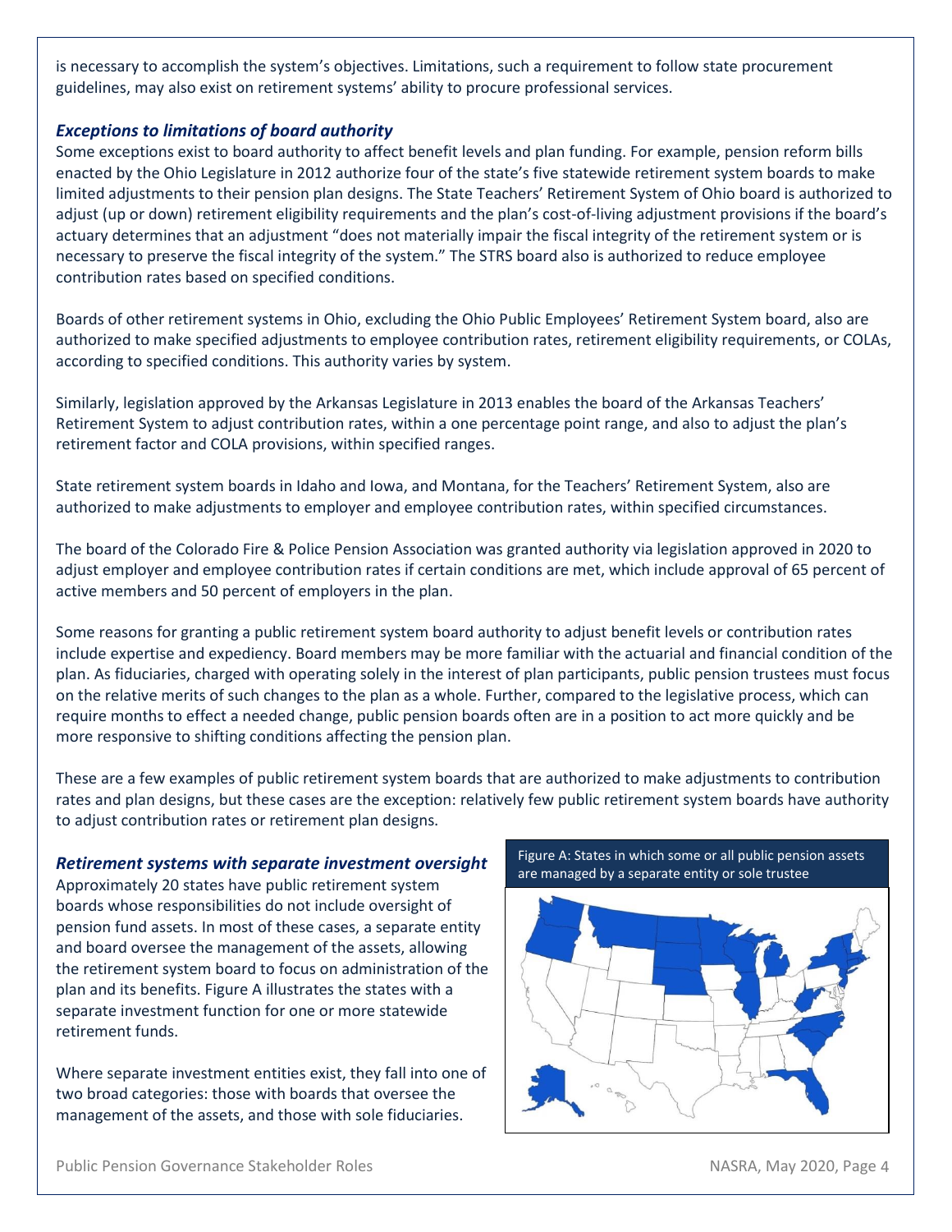is necessary to accomplish the system's objectives. Limitations, such a requirement to follow state procurement guidelines, may also exist on retirement systems' ability to procure professional services.

### *Exceptions to limitations of board authority*

Some exceptions exist to board authority to affect benefit levels and plan funding. For example, pension reform bills enacted by the Ohio Legislature in 2012 authorize four of the state's five statewide retirement system boards to make limited adjustments to their pension plan designs. The State Teachers' Retirement System of Ohio board is authorized to adjust (up or down) retirement eligibility requirements and the plan's cost-of-living adjustment provisions if the board's actuary determines that an adjustment "does not materially impair the fiscal integrity of the retirement system or is necessary to preserve the fiscal integrity of the system." The STRS board also is authorized to reduce employee contribution rates based on specified conditions.

Boards of other retirement systems in Ohio, excluding the Ohio Public Employees' Retirement System board, also are authorized to make specified adjustments to employee contribution rates, retirement eligibility requirements, or COLAs, according to specified conditions. This authority varies by system.

Similarly, legislation approved by the Arkansas Legislature in 2013 enables the board of the Arkansas Teachers' Retirement System to adjust contribution rates, within a one percentage point range, and also to adjust the plan's retirement factor and COLA provisions, within specified ranges.

State retirement system boards in Idaho and Iowa, and Montana, for the Teachers' Retirement System, also are authorized to make adjustments to employer and employee contribution rates, within specified circumstances.

The board of the Colorado Fire & Police Pension Association was granted authority via legislation approved in 2020 to adjust employer and employee contribution rates if certain conditions are met, which include approval of 65 percent of active members and 50 percent of employers in the plan.

Some reasons for granting a public retirement system board authority to adjust benefit levels or contribution rates include expertise and expediency. Board members may be more familiar with the actuarial and financial condition of the plan. As fiduciaries, charged with operating solely in the interest of plan participants, public pension trustees must focus on the relative merits of such changes to the plan as a whole. Further, compared to the legislative process, which can require months to effect a needed change, public pension boards often are in a position to act more quickly and be more responsive to shifting conditions affecting the pension plan.

These are a few examples of public retirement system boards that are authorized to make adjustments to contribution rates and plan designs, but these cases are the exception: relatively few public retirement system boards have authority to adjust contribution rates or retirement plan designs.

### *Retirement systems with separate investment oversight*

Approximately 20 states have public retirement system boards whose responsibilities do not include oversight of pension fund assets. In most of these cases, a separate entity and board oversee the management of the assets, allowing the retirement system board to focus on administration of the plan and its benefits. Figure A illustrates the states with a separate investment function for one or more statewide retirement funds.

Figure A: States in which some or all public pension assets are managed by a separate entity or sole trustee

Where separate investment entities exist, they fall into one of two broad categories: those with boards that oversee the management of the assets, and those with sole fiduciaries.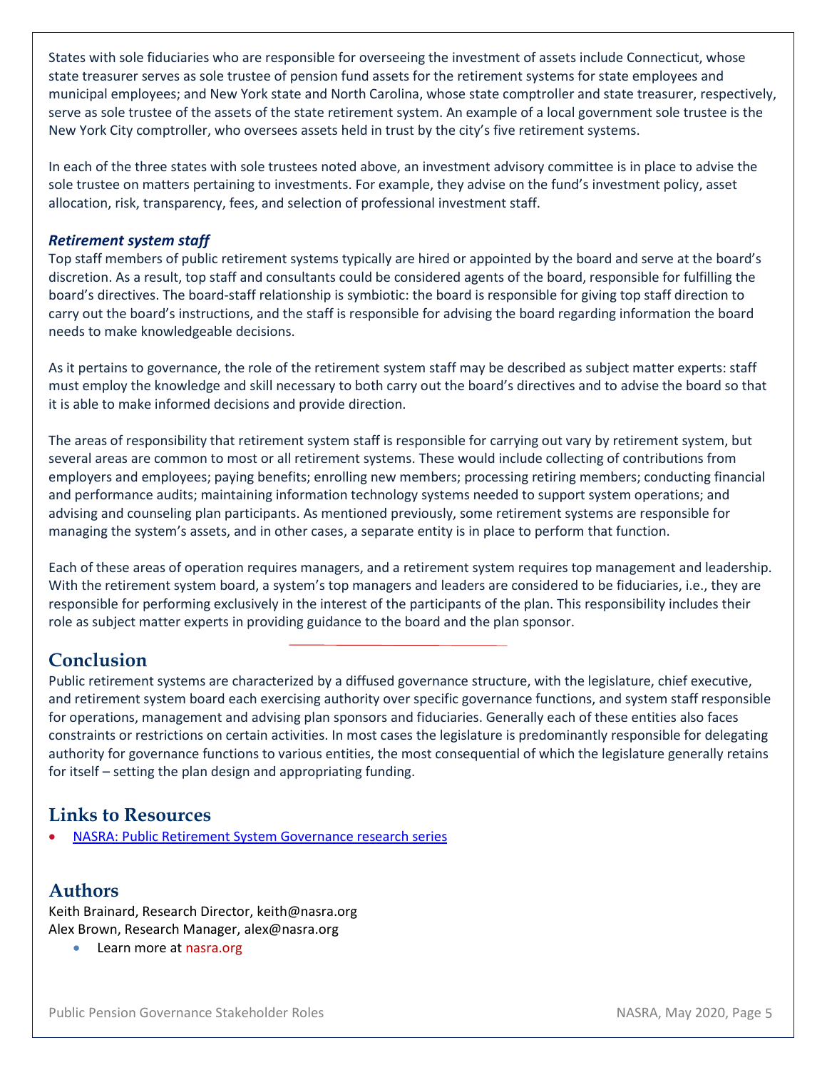States with sole fiduciaries who are responsible for overseeing the investment of assets include Connecticut, whose state treasurer serves as sole trustee of pension fund assets for the retirement systems for state employees and municipal employees; and New York state and North Carolina, whose state comptroller and state treasurer, respectively, serve as sole trustee of the assets of the state retirement system. An example of a local government sole trustee is the New York City comptroller, who oversees assets held in trust by the city's five retirement systems.

In each of the three states with sole trustees noted above, an investment advisory committee is in place to advise the sole trustee on matters pertaining to investments. For example, they advise on the fund's investment policy, asset allocation, risk, transparency, fees, and selection of professional investment staff.

### *Retirement system staff*

Top staff members of public retirement systems typically are hired or appointed by the board and serve at the board's discretion. As a result, top staff and consultants could be considered agents of the board, responsible for fulfilling the board's directives. The board-staff relationship is symbiotic: the board is responsible for giving top staff direction to carry out the board's instructions, and the staff is responsible for advising the board regarding information the board needs to make knowledgeable decisions.

As it pertains to governance, the role of the retirement system staff may be described as subject matter experts: staff must employ the knowledge and skill necessary to both carry out the board's directives and to advise the board so that it is able to make informed decisions and provide direction.

The areas of responsibility that retirement system staff is responsible for carrying out vary by retirement system, but several areas are common to most or all retirement systems. These would include collecting of contributions from employers and employees; paying benefits; enrolling new members; processing retiring members; conducting financial and performance audits; maintaining information technology systems needed to support system operations; and advising and counseling plan participants. As mentioned previously, some retirement systems are responsible for managing the system's assets, and in other cases, a separate entity is in place to perform that function.

Each of these areas of operation requires managers, and a retirement system requires top management and leadership. With the retirement system board, a system's top managers and leaders are considered to be fiduciaries, i.e., they are responsible for performing exclusively in the interest of the participants of the plan. This responsibility includes their role as subject matter experts in providing guidance to the board and the plan sponsor.

## Conclusion

Public retirement systems are characterized by a diffused governance structure, with the legislature, chief executive, and retirement system board each exercising authority over specific governance functions, and system staff responsible for operations, management and advising plan sponsors and fiduciaries. Generally each of these entities also faces constraints or restrictions on certain activities. In most cases the legislature is predominantly responsible for delegating authority for governance functions to various entities, the most consequential of which the legislature generally retains for itself – setting the plan design and appropriating funding.

## Links to Resources

- NASRA: Public Retirement System Governance research series

## Authors

Keith Brainard, Research Director, keith@nasra.org
Alex Brown, Research Manager, alex@nasra.org

- Learn more at nasra.org